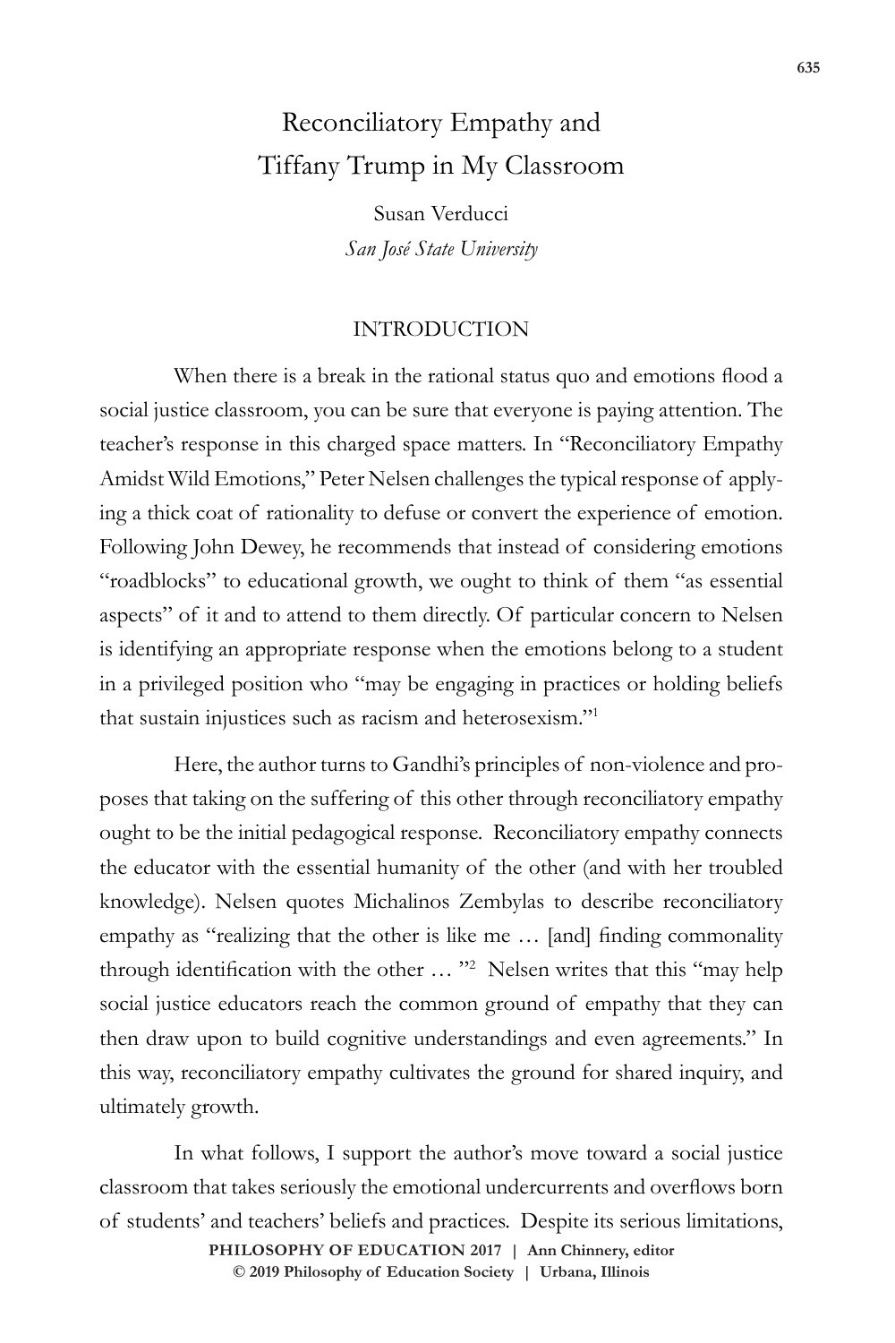# Reconciliatory Empathy and Tiffany Trump in My Classroom

Susan Verducci
*San José State University*

## INTRODUCTION

When there is a break in the rational status quo and emotions flood a social justice classroom, you can be sure that everyone is paying attention. The teacher's response in this charged space matters. In "Reconciliatory Empathy Amidst Wild Emotions," Peter Nelsen challenges the typical response of applying a thick coat of rationality to defuse or convert the experience of emotion. Following John Dewey, he recommends that instead of considering emotions "roadblocks" to educational growth, we ought to think of them "as essential aspects" of it and to attend to them directly. Of particular concern to Nelsen is identifying an appropriate response when the emotions belong to a student in a privileged position who "may be engaging in practices or holding beliefs that sustain injustices such as racism and heterosexism."[1]

Here, the author turns to Gandhi's principles of non-violence and proposes that taking on the suffering of this other through reconciliatory empathy ought to be the initial pedagogical response. Reconciliatory empathy connects the educator with the essential humanity of the other (and with her troubled knowledge). Nelsen quotes Michalinos Zembylas to describe reconciliatory empathy as "realizing that the other is like me … [and] finding commonality through identification with the other … "[2] Nelsen writes that this "may help social justice educators reach the common ground of empathy that they can then draw upon to build cognitive understandings and even agreements." In this way, reconciliatory empathy cultivates the ground for shared inquiry, and ultimately growth.

In what follows, I support the author's move toward a social justice classroom that takes seriously the emotional undercurrents and overflows born of students' and teachers' beliefs and practices. Despite its serious limitations,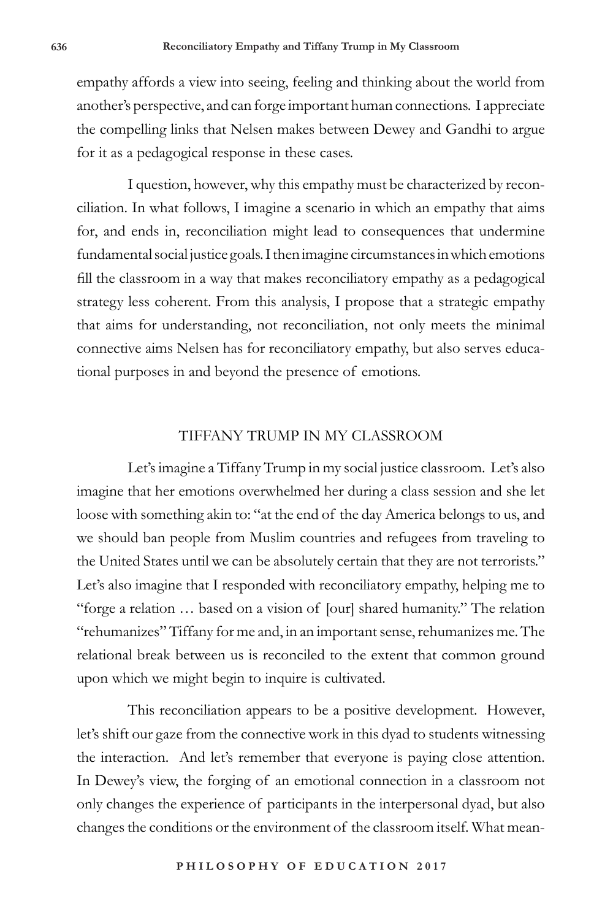empathy affords a view into seeing, feeling and thinking about the world from another's perspective, and can forge important human connections. I appreciate the compelling links that Nelsen makes between Dewey and Gandhi to argue for it as a pedagogical response in these cases.

I question, however, why this empathy must be characterized by reconciliation. In what follows, I imagine a scenario in which an empathy that aims for, and ends in, reconciliation might lead to consequences that undermine fundamental social justice goals. I then imagine circumstances in which emotions fill the classroom in a way that makes reconciliatory empathy as a pedagogical strategy less coherent. From this analysis, I propose that a strategic empathy that aims for understanding, not reconciliation, not only meets the minimal connective aims Nelsen has for reconciliatory empathy, but also serves educational purposes in and beyond the presence of emotions.

## TIFFANY TRUMP IN MY CLASSROOM

Let's imagine a Tiffany Trump in my social justice classroom. Let's also imagine that her emotions overwhelmed her during a class session and she let loose with something akin to: "at the end of the day America belongs to us, and we should ban people from Muslim countries and refugees from traveling to the United States until we can be absolutely certain that they are not terrorists." Let's also imagine that I responded with reconciliatory empathy, helping me to "forge a relation … based on a vision of [our] shared humanity." The relation "rehumanizes" Tiffany for me and, in an important sense, rehumanizes me. The relational break between us is reconciled to the extent that common ground upon which we might begin to inquire is cultivated.

This reconciliation appears to be a positive development. However, let's shift our gaze from the connective work in this dyad to students witnessing the interaction. And let's remember that everyone is paying close attention. In Dewey's view, the forging of an emotional connection in a classroom not only changes the experience of participants in the interpersonal dyad, but also changes the conditions or the environment of the classroom itself. What mean-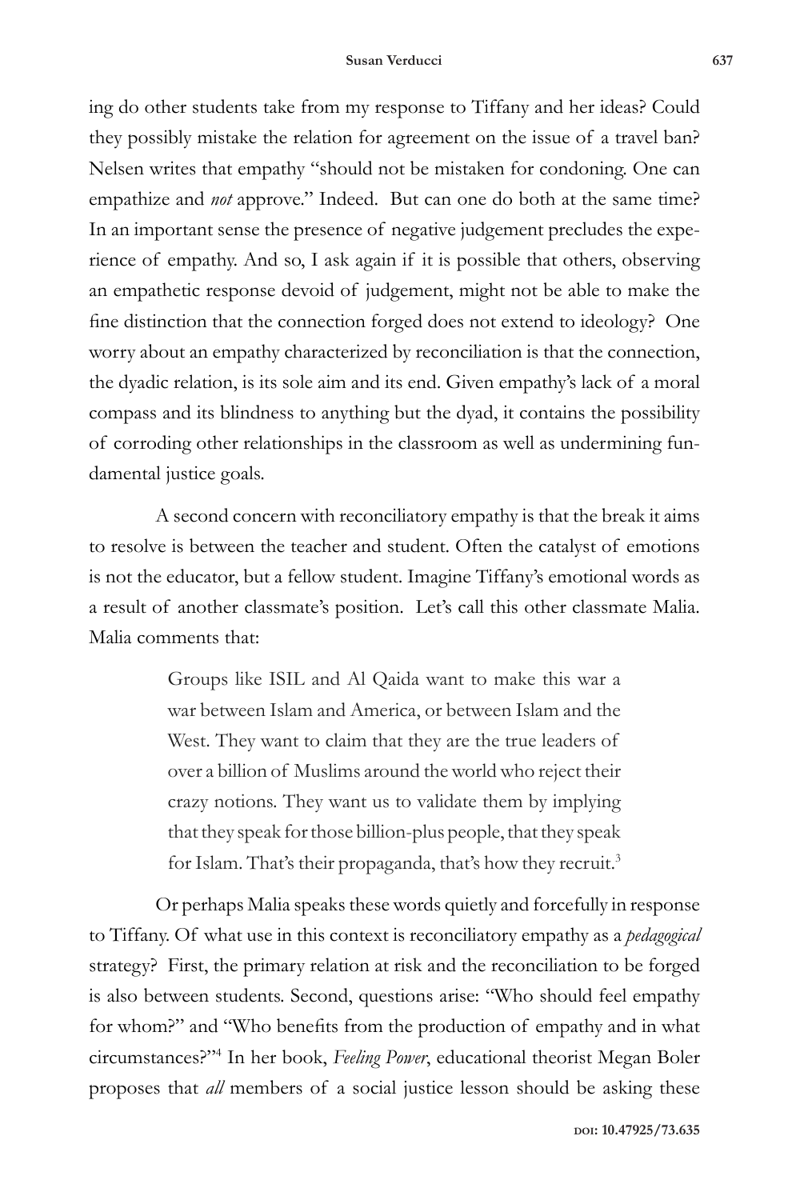ing do other students take from my response to Tiffany and her ideas? Could they possibly mistake the relation for agreement on the issue of a travel ban? Nelsen writes that empathy "should not be mistaken for condoning. One can empathize and *not* approve." Indeed. But can one do both at the same time? In an important sense the presence of negative judgement precludes the experience of empathy. And so, I ask again if it is possible that others, observing an empathetic response devoid of judgement, might not be able to make the fine distinction that the connection forged does not extend to ideology? One worry about an empathy characterized by reconciliation is that the connection, the dyadic relation, is its sole aim and its end. Given empathy's lack of a moral compass and its blindness to anything but the dyad, it contains the possibility of corroding other relationships in the classroom as well as undermining fundamental justice goals.

A second concern with reconciliatory empathy is that the break it aims to resolve is between the teacher and student. Often the catalyst of emotions is not the educator, but a fellow student. Imagine Tiffany's emotional words as a result of another classmate's position. Let's call this other classmate Malia. Malia comments that:

> Groups like ISIL and Al Qaida want to make this war a war between Islam and America, or between Islam and the West. They want to claim that they are the true leaders of over a billion of Muslims around the world who reject their crazy notions. They want us to validate them by implying that they speak for those billion-plus people, that they speak for Islam. That's their propaganda, that's how they recruit.[3]

Or perhaps Malia speaks these words quietly and forcefully in response to Tiffany. Of what use in this context is reconciliatory empathy as a *pedagogical* strategy? First, the primary relation at risk and the reconciliation to be forged is also between students. Second, questions arise: "Who should feel empathy for whom?" and "Who benefits from the production of empathy and in what circumstances?"[4] In her book, *Feeling Power*, educational theorist Megan Boler proposes that *all* members of a social justice lesson should be asking these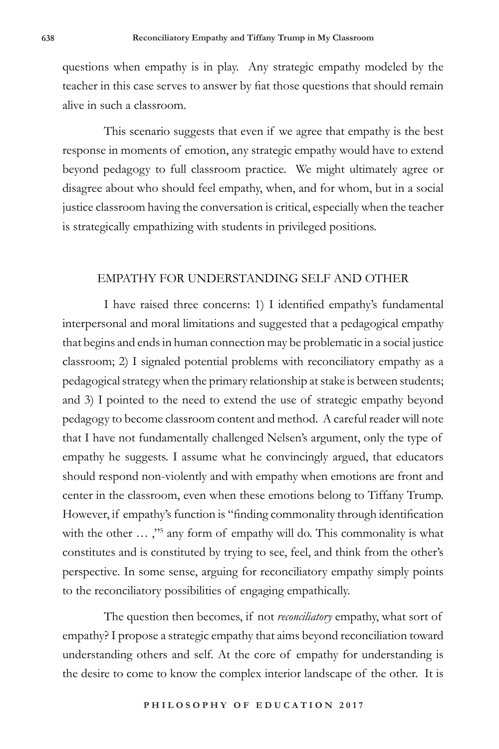questions when empathy is in play. Any strategic empathy modeled by the teacher in this case serves to answer by fiat those questions that should remain alive in such a classroom.

This scenario suggests that even if we agree that empathy is the best response in moments of emotion, any strategic empathy would have to extend beyond pedagogy to full classroom practice. We might ultimately agree or disagree about who should feel empathy, when, and for whom, but in a social justice classroom having the conversation is critical, especially when the teacher is strategically empathizing with students in privileged positions.

## EMPATHY FOR UNDERSTANDING SELF AND OTHER

I have raised three concerns: 1) I identified empathy's fundamental interpersonal and moral limitations and suggested that a pedagogical empathy that begins and ends in human connection may be problematic in a social justice classroom; 2) I signaled potential problems with reconciliatory empathy as a pedagogical strategy when the primary relationship at stake is between students; and 3) I pointed to the need to extend the use of strategic empathy beyond pedagogy to become classroom content and method. A careful reader will note that I have not fundamentally challenged Nelsen's argument, only the type of empathy he suggests. I assume what he convincingly argued, that educators should respond non-violently and with empathy when emotions are front and center in the classroom, even when these emotions belong to Tiffany Trump. However, if empathy's function is "finding commonality through identification with the other … ,"[5] any form of empathy will do. This commonality is what constitutes and is constituted by trying to see, feel, and think from the other's perspective. In some sense, arguing for reconciliatory empathy simply points to the reconciliatory possibilities of engaging empathically.

The question then becomes, if not *reconciliatory* empathy, what sort of empathy? I propose a strategic empathy that aims beyond reconciliation toward understanding others and self. At the core of empathy for understanding is the desire to come to know the complex interior landscape of the other. It is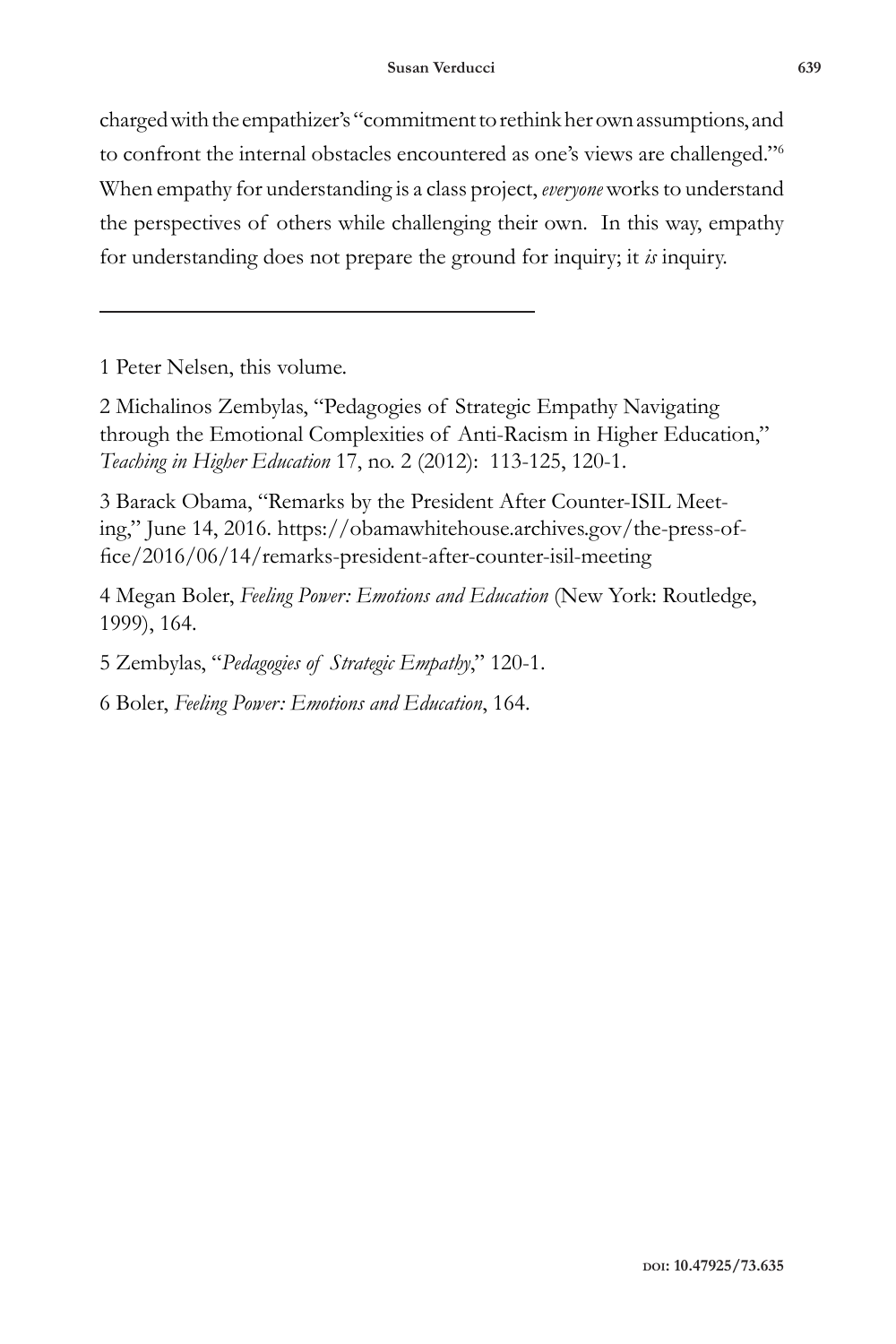charged with the empathizer's "commitment to rethink her own assumptions, and to confront the internal obstacles encountered as one's views are challenged."[6] When empathy for understanding is a class project, *everyone* works to understand the perspectives of others while challenging their own. In this way, empathy for understanding does not prepare the ground for inquiry; it *is* inquiry.

---

1 Peter Nelsen, this volume.

2 Michalinos Zembylas, "Pedagogies of Strategic Empathy Navigating through the Emotional Complexities of Anti-Racism in Higher Education," *Teaching in Higher Education* 17, no. 2 (2012): 113-125, 120-1.

3 Barack Obama, "Remarks by the President After Counter-ISIL Meeting," June 14, 2016. https://obamawhitehouse.archives.gov/the-press-office/2016/06/14/remarks-president-after-counter-isil-meeting

4 Megan Boler, *Feeling Power: Emotions and Education* (New York: Routledge, 1999), 164.

5 Zembylas, "*Pedagogies of Strategic Empathy*," 120-1.

6 Boler, *Feeling Power: Emotions and Education*, 164.